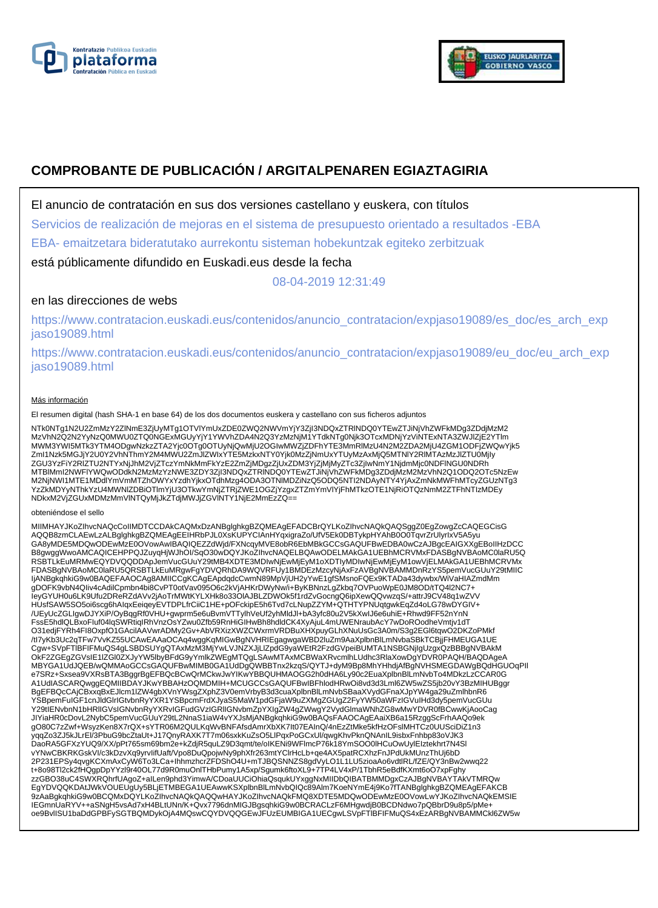# COMPROBANTE DE PUBLICACIÓN / ARGITALPENAREN EGIAZTAGIRIA

El anuncio de contratación en sus dos versiones castellano y euskera, con títulos

Servicios de realización de mejoras en el sistema de presupuesto orientado a resultados -EBA

EBA- emaitzetara bideratutako aurrekontu sisteman hobekuntzak egiteko zerbitzuak

está públicamente difundido en Euskadi.eus desde la fecha

08-04-2019 12:31:49

en las direcciones de webs

https://www.contratacion.euskadi.eus/contenidos/anuncio_contratacion/expjaso19089/es_doc/es_arch_expjaso19089.html

https://www.contratacion.euskadi.eus/contenidos/anuncio_contratacion/expjaso19089/eu_doc/eu_arch_expjaso19089.html

Más información

El resumen digital (hash SHA-1 en base 64) de los dos documentos euskera y castellano con sus ficheros adjuntos

NTk0NTg1N2U2ZmMzY2ZlNmE3ZjUyMTg1OTVlYmUxZDE0ZWQ2NWVmYjY3ZjI3NDQxZTRlNDQ0YTEwZTJiNjVhZWFkMDg3ZDdjMzM2MzVhN2Q2N2YyNzQ0MWU0ZTQ0NGExMGUyYjY1YWVhZDA4N2Q3YzMzNjM1YTdkNTg0Njk3OTcxMDNjYzViNTExNTA3ZWJlZjE2YTlmMWM3YWI5MTk3YTM4ODgwNzkzZTA2Yjc0OTg0OTUyNjQwMjU2OGIwMWZjZDFhYTE3MmRlMzU4N2M2ZDA2MjU4ZGM1ODFjZWQwYjk5ZmI1Nzk5MGJjY2U0Y2VhNThmY2M4MWU2ZmJlZWIxYTE5MzkxNTY0Yjk0MzZjNmUxYTUyMzAxMjQ5MTNlY2RlMTAzMzJlZTU0MjlyZGU3YzFiY2RlZTU2NTYxNjJhM2VjZTczYmNkMmFkYzE2ZmZjMDgzZjUxZDM3YjZjMjMyZTc3ZjIwNmY1NjdmMjc0NDFlNGU0NDRhMTBlMmI2NWFlYWQwODdkN2MzMzYzNWE3ZDY3ZjI3NDQxZTRlNDQ0YTEwZTJiNjVhZWFkMDg3ZDdjMzM2MzVhN2Q1ODQ2OTc5NzEwM2NjNWI1MTE1MDdlYmVmMTZhOWYxYzdhYjkxOTdhMzg4ODA3OTNlMDZiNzQ5ODQ5NTI2NDAyNTY4YjAxZmNkMWFhMTcyZGUzNTg3YzZkMDYyNThkYzU4MWNlZDBiOTlmYjU3OTkwYmNjZTRjZWE1OGZjYzgxZTZmYmVlYjFhMTkzOTE1NjRiOTQzNmM2ZTFhNTIzMDEyNDkxM2VjZGUxMDMzMmVlNTQyMjJkZTdjMWJjZGVlNTY1NjE2MmEzZQ==

obteniéndose el sello

MIIMHAYJKoZIhvcNAQcCoIIMDTCCDAkCAQMxDzANBglghkgBZQMEAgEFADCBrQYLKoZIhvcNAQkQAQSggZ0EgZowgZcCAQEGCisGAQQB8zmCLAEwLzALBglghkgBZQMEAgEEIHRbPJL0XsKUPYCIAnHYqxigraZo/UfV5Ek0DBTykpHYAhB0O0TqvrZrUlyrIxV5A5yuGA8yMDE5MDQwODEwMzE0OVowAwIBAQIQEZZdWjd/FXNcqyMVE8obR6EbMBkGCCsGAQUFBwEDBA0wCzAJBgcEAIGXXgEBoIIHzDCCB8gwggWwoAMCAQICEHPPQJZuyqHjWJhOI/SqO30wDQYJKoZIhvcNAQELBQAwODELMAkGA1UEBhMCRVMxFDASBgNVBAoMC0laRU5QRSBTLkEuMRMwEQYDVQQDDApJemVucGUuY29tMB4XDTE3MDIwNjEwMjEyM1oXDTIyMDIwNjEwMjEyM1owVjELMAkGA1UEBhMCRVMxFDASBgNVBAoMC0laRU5QRSBTLkEuMRgwFgYDVQRhDA9WQVRFUy1BMDEzMzcyNjAxFzAVBgNVBAMMDnRzYS5pemVucGUuY29tMIICIjANBgkqhkiG9w0BAQEFAAOCAg8AMIICCgKCAgEApdqdcCwmN89MpVjUH2yYwE1gfSMsnoFQEx9KTADa43dywbx/WiVaHIAZmdMmgDOFK9vbN4Qiiv4cAdilCpmbn4bi8CvPT0otVav095O6c6cXvjAHKrDWyNw/i+ByKBNnzLgZkbq7OVPuoWpE0JM8OD/tTQ4l2NC7+IeyGYUH0u6LK9Ufu2DReRZdAVv2jAoTrMWtKYLXHk8o33OIAJBLZDWOk5f1rdZvGocngQ6ipXewQQvwzqS/+attrJ9CV48q1wZVVHUsfSAW5SO5oi6scg6hAlqxEeiqeyEVTDPLfrCiiC1HE+pOFckipE5h6Tvd7cLNupZZYM+QTHTYPNUqtgwkEqZd4oLG78wDYGIV+/UEyUcZGLIgwDJYXiP/OyBqgRf0VHU+gwprm5e6uBvmVTTylhVeUf2yhMldJl+bA3yfc80u2V5kXwlJ6e6uhiE+Rhwd9FF52nYnNFssE5hdlQLBxoFluf04lqSWRtiqIRhVnzOsYZwu0Zfb59RnHiGIHwBh8hdldCK4XyAjuL4mUWENraubAcY7wDoROodheVmtjv1dTO31edjFYRh4FI8OxpfO1GAcilAAVwrADMy2Gv+AbVRXizXWZCWxrmVRDBuXHXpuyGLhXNuUsGc3A0m/S3g2EGl6tqwO2DKZoPMkf/tI7yKb3Uc2qTFw7VvKZ55UCAwEAAaOCAq4wggKqMIGwBgNVHRIEgagwgaWBD2luZm9AaXplbnBlLmNvbaSBkTCBjjFHMEUGA1UECgw+SVpFTlBFIFMuQS4gLSBDSUYgQTAxMzM3MjYwLVJNZXJjLlZpdG9yaWEtR2FzdGVpeiBUMTA1NSBGNjIgUzgxQzBBBgNVBAkMOkF2ZGEgZGVsIE1lZGl0ZXJyYW5lbyBFdG9yYmlkZWEgMTQgLSAwMTAxMCBWaXRvcmlhLUdhc3RlaXowDgYDVR0PAQH/BAQDAgeAMBYGA1UdJQEB/wQMMAoGCCsGAQUFBwMIMB0GA1UdDgQWBBTnx2kzqS/QYTJ+dyM9Bp8MhYHhdjAfBgNVHSMEGDAWgBQdHGUOqPlle7SRz+Sxsea9VXRsBTA3BggrBgEFBQcBCwQrMCkwJwYIKwYBBQUHMAOGG2h0dHA6Ly90c2EuaXplbnBlLmNvbTo4MDkzLzCCAR0GA1UdIASCARQwggEQMIIBDAYJKwYBBAHzOQMDMIH+MCUGCCsGAQUFBwIBFhlodHRwOi8vd3d3Lml6ZW5wZS5jb20vY3BzMIHUBggrBgEFBQcCAjCBxxqBxEJlcm1lZW4gbXVnYWsgZXphZ3V0emVrbyB3d3cuaXplbnBlLmNvbSBaaXVydGFnaXJpYW4gaG9uZmlhbnR6YSBpemFuIGF1cnJldGlrIGtvbnRyYXR1YSBpcmFrdXJyaS5MaW1pdGFjaW9uZXMgZGUgZ2FyYW50aWFzIGVuIHd3dy5pemVucGUuY29tIENvbnN1bHRlIGVsIGNvbnRyYXRvIGFudGVzIGRlIGNvbmZpYXIgZW4gZWwgY2VydGlmaWNhZG8wMwYDVR0fBCwwKjAooCagJIYiaHR0cDovL2NybC5pemVucGUuY29tL2NnaS1iaW4vYXJsMjANBgkqhkiG9w0BAQsFAAOCAgEAaiXB6a15RzggScFrhAAQo9ekgO80C7zZwf+WsyzKen8X7rQX+sYTR06M2QULKqWvBNFAfsdAmrXbXK7It07EAInQ/4nEzZtMke5kfHzOFslMHTCz0UUSciDiZ1n3yqqZo3ZJ5kJLrEl/3PbuG9bcZtaUt+J17QnyRAXK7T7m06sxkKuZsO5LlPqxPoGcXUl/qwgKhvPknQNAnIL9isbxFnhbp83oVJK3DaoRA5GFXzYUQ9/XX/pPt765sm69bm2e+kZdjR5quLZ9D3qmt/te/oIKENi9WFlmcP76k18YmSOO0lHCuOwUylEIztekhrt7N4SlvYNwCBKRKGskVl/c3kDzvXq9yrvIifUaft/Vpo8DuQpojwNy9phXfr263mtYClrHcLb+qe4AX5patRCXhzFnJPdUkMUnzThUj6bD2P231EPSy4qvgKCXmAxCyW6To3LCa+IhhmzhcrZFDShO4U+mTJBQSNNZS8gdVyLO1L1LU5zioaAo6vdtlRL/fZE/QY3nBw2wwq22t+8o98Tl2ck2fHQgpDpYYzl9r40OL77d9R0muOnlTHbPumy1A5xp/Sgumk6ftoXL9+7TP4LV4xP/1TbhR5eBdfKXmt6oO7xpFghyzzGBO38uC4SWXRQhrfUAgoZ+alLen9phd3YimwA/CDoaUUCiOhiaQsqukUYxggNxMIIDbQIBATBMMDgxCzAJBgNVBAYTAkVTMRQwEgYDVQQKDAtJWkVOUEUgUy5BLjETMBEGA1UEAwwKSXplbnBlLmNvbQIQc89Alm7KoeNYmE4j9Ko7fTANBglghkgBZQMEAgEFAKCB9zAaBgkqhkiG9w0BCQMxDQYLKoZIhvcNAQkQAQQwHAYJKoZIhvcNAQkFMQ8XDTE5MDQwODEwMzE0OVowLwYJKoZIhvcNAQkEMSIEIGmnUaRYV++aSNgH5vsAd7xH4BLtUNn/K+Qvx7796dnMIGJBgsqhkiG9w0BCRACLzF6MHgwdjB0BCDNdwo7pQBbrD9u8p5/pMe+oe9BvlISU1baDdGPBFySGTBQMDykOjA4MQswCQYDVQQGEwJFUzEUMBIGA1UECgwLSVpFTlBFIFMuQS4xEzARBgNVBAMMCkl6ZW5w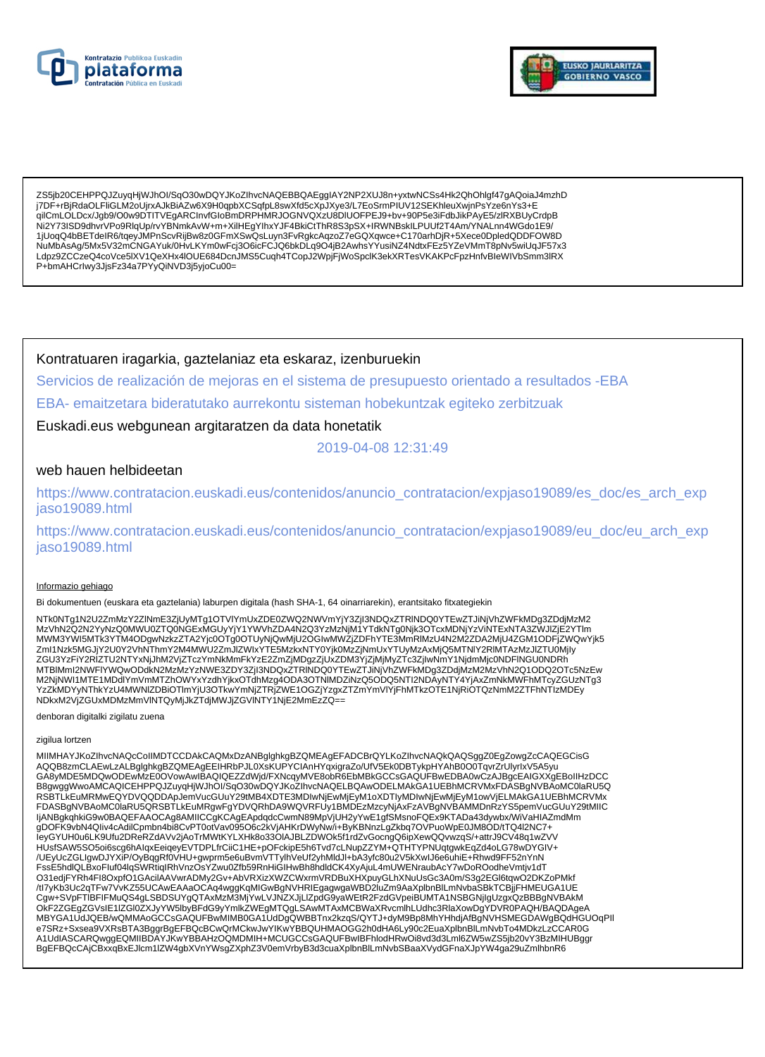ZS5jb20CEHPPQJZuyqHjWJhOI/SqO30wDQYJKoZIhvcNAQEBBQAEggIAY2NP2XUJ8n+yxtwNCSs4Hk2QhOhlgf47gAQoiaJ4mzhD
j7DF+rBjRdaOLFliGLM2oUjrxAJkBiAZw6X9H0qpbXCSqfpL8swXfd5cXpJXye3/L7EoSrmPIUV12SEKhleuXwjnPsYze6nYs3+E
qilCmLOLDcx/Jgb9/O0w9DTITVEgARCInvfGIoBmDRPHMRJOGNVQXzU8DlUOFPEJ9+bv+90P5e3iFdbJikPAyE5/zlRXBUyCrdpB
Ni2Y73ISD9dhvrVPo9RlqUp/rvYBNmkAvW+m+XilHEgYIhxYJF4BkiCtThR8S3pSX+IRWNBskILPUUf2T4Am/YNALnn4WGdo1E9/
1jUoqQ4bBETdelR6/tqeyJMPnScvRijBw8z0GFmXSwQsLuyn3FvRgkcAqzoZ7eGQXqwce+C170arhDjR+5Xece0DpledQDDFOW8D
NuMbAsAg/5Mx5V32mCNGAYuk/0HvLKYm0wFcj3O6icFCJQ6bkDLq9O4jB2AwhsYYusiNZ4NdtxFEz5YZeVMmT8pNv5wiUqJF57x3
Ldpz9ZCCzeQ4coVce5lXV1QeXHx4lOUE684DcnJMS5Cuqh4TCopJ2WpjFjWoSpclK3ekXRTesVKAKPcFpzHnfvBleWIVbSmm3lRX
P+bmAHCrlwy3JjsFz34a7PYyQiNVD3j5yjoCu00=

Kontratuaren iragarkia, gaztelaniaz eta eskaraz, izenburuekin

Servicios de realización de mejoras en el sistema de presupuesto orientado a resultados -EBA

EBA- emaitzetara bideratutako aurrekontu sisteman hobekuntzak egiteko zerbitzuak

Euskadi.eus webgunean argitaratzen da data honetatik

2019-04-08 12:31:49

web hauen helbideetan

https://www.contratacion.euskadi.eus/contenidos/anuncio_contratacion/expjaso19089/es_doc/es_arch_expjaso19089.html

https://www.contratacion.euskadi.eus/contenidos/anuncio_contratacion/expjaso19089/eu_doc/eu_arch_expjaso19089.html

Informazio gehiago

Bi dokumentuen (euskara eta gaztelania) laburpen digitala (hash SHA-1, 64 oinarriarekin), erantsitako fitxategiekin

NTk0NTg1N2U2ZmMzY2ZlNmE3ZjUyMTg1OTVlYmUxZDE0ZWQ2NWVmYjY3ZjI3NDQxZTRlNDQ0YTEwZTJiNjVhZWFkMDg3ZDdjMzM2
MzVhN2Q2N2YyNzQ0MWU0ZTQ0NGExMGUyYjY1YWVhZDA4N2Q3YzMzNjM1YTdkNTg0Njk3OTcxMDNjYzViNTExNTA3ZWJlZjE2YTlm
MWM3YWI5MTk3YTM4ODgwNzkzZTA2Yjc0OTg0OTUyNjQwMjU2OGIwMWZjZDFhYTE3MmRlMzU4N2M2ZDA2MjU4ZGM1ODFjZWQwYjk5
ZmI1Nzk5MGJjY2U0Y2VhNThmY2M4MWU2ZmJlZWIxYTE5MzkxNTY0YjkOMzZjNmUxYTUyMzAxMjQ5MTNlY2RlMTAzMzJlZTU0Mjly
ZGU3YzFiY2RlZTU2NTYxNjJhM2VjZTczYmNkMmFkYzE2ZmZjMDgzZjUxZDM3YjZjMjMyZTc3ZjIwNmY1NjdmMjc0NDFlNGU0NDRh
MTBlMmI2NWFlYWQwODdkN2MzMzYzNWE3ZDY3ZjI3NDQxZTRlNDQ0YTEwZTJiNjVhZWFkMDg3ZDdjMzM2MzVhN2Q1ODQ2OTc5NzEw
M2NjNWI1MTE1MDdlYmVmMTZhOWYxYzdhYjkxOTdhMzg4ODA3OTNlMDZiNzQ5ODQ5NTI2NDAyNTY4YjAxZmNkMWFhMTcyZGUzNTg3
YzZkMDYyNThkYzU4MWNlZDBiOTlmYjU3OTkwYmNjZTRjZWE1OGZjYzgxZTZmYmVlYjFhMTkzOTE1NjRiOTQzNmM2ZTFhNTIzMDEy
NDkxM2VjZGUxMDMzMmVlNTQyMjJkZTdjMWJjZGVlNTY1NjE2MmEzZQ==

denboran digitalki zigilatu zuena

zigilua lortzen

MIIMHAYJKoZIhvcNAQcCoIIMDTCCDAkCAQMxDzANBglghkgBZQMEAgEFADCBrQYLKoZIhvcNAQkQAQSggZ0EgZowgZcCAQEGCisG
AQQB8zmCLAEwLzALBglghkgBZQMEAgEEIHRbPJL0XsKUPYCIAnHYqxigraZo/UfV5Ek0DBTykpHYAhB0O0TqvrZrUlyrlxV5A5yu
GA8yMDE5MDQwODEwMzE0OVowAwIBAQIQEZZdWjd/FXNcqyMVE8obR6EbMBkGCCsGAQUFBwEDBA0wCzAJBgcEAIGXXgEBoIIHzDCC
B8gwggWwoAMCAQICEHPPQJZuyqHjWJhOI/SqO30wDQYJKoZIhvcNAQELBQAwODELMAkGA1UEBhMCRVMxFDASBgNVBAoMC0laRU5Q
RSBTLkEuMRMwEQYDVQQDDApJemVucGUuY29tMB4XDTE3MDIwNjEwMjEyM1oXDTIyMDIwNjEwMjEyM1owVjELMAkGA1UEBhMCRVMx
FDASBgNVBAoMC0laRU5QRSBTLkEuMRgwFgYDVQRhDA9WQVRFUy1BMDEzMzcyNjAxFzAVBgNVBAMMDnRzYS5pemVucGUuY29tMIIC
IjANBgkqhkiG9w0BAQEFAAOCAg8AMIICCgKCAgEApdqdcCwmN89MpVjUH2yYwE1gfSMsnoFQEx9KTADa43dywbx/WiVaHIAZmdMm
gDOFK9vbN4QIiv4cAdilCpmbn4bi8CvPT0otVav095O6c2kVjAHKrDWyNw/i+ByKBNnzLgZkbq7OVPuoWpE0JM8OD/tTQ4l2NC7+
IeyGYUH0u6LK9Ufu2DReRZdAVv2jAoTrMWtKYLXHk8o33OIAJBLZDWOk5f1rdZvGocngQ6ipXewQQvwzqS/+attrJ9CV48q1wZVV
HUsfSAW5SO5oi6scg6hAlqxEeiqeyEVTDPLfrCiiC1HE+pOFckipE5h6Tvd7cLNupZZYM+QTHTYPNUqtgwkEqZd4oLG78wDYGIV+
/UEyUcZGLIgwDJYXiP/OyBqgRf0VHU+gwprm5e6uBvmVTTylhVeUf2yhMdJl+bA3yfc80u2V5kXwlJ6e6uhiE+Rhwd9FF52nYnN
FssE5hdlQLBxoFluf04lqSWRtiqIRhVnzOsYZwu0Zfb59RnHiGIHwBh8hdldCK4XyAjuL4mUWENraubAcY7wDoROodheVmtjv1dT
O31edjFYRh4FI8OxpfO1GAcilAAVwrADMy2Gv+AbVRXizXWZCWxrmVRDBuXHXpuyGLhXNuUsGc3A0m/S3g2EGl6tqwO2DKZoPMkf
/tI7yKb3Uc2qTFw7VvKZ55UCAwEAAaOCAq4wggKqMIGwBgNVHRIEgagwgaWBD2luZm9AaXplbnBlLmNvbaSBkTCBjjFHMEUGA1UE
Cgw+SVpFTlBFIFMuQS4gLSBDSUYgQTAxMzM3MjYwLVJNZXJjLlZpdG9yaWEtR2FzdGVpeiBUMTA1NSBGNjIgUzgxQzBBBgNVBAkM
OkF2ZGEgZGVsIE1lZGl0ZXJyYW5lbyBFdG9yYmlkZWEgMTQgLSAwMTAxMCBWaXRvcmlhLUdhc3RlaXowDgYDVR0PAQH/BAQDAgeA
MBYGA1UdJQEB/wQMMAoGCCsGAQUFBwMIMB0GA1UdDgQWBBTnx2kzqS/QYTJ+dyM9Bp8MhYHhdjAfBgNVHSMEGDAWgBQdHGUOqPIl
e7SRz+Sxsea9VXRsBTA3BggrBgEFBQcBCwQrMCkwJwYIKwYBBQUHMAOGG2h0dHA6Ly90c2EuaXplbnBlLmNvbTo4MDkzLzCCAR0G
A1UdIASCARQwggEQMIIBDAYJKwYBBAHzOQMDMIH+MCUGCCsGAQUFBwIBFhlodHRwOi8vd3d3Lml6ZW5wZS5jb20vY3BzMIHUBggr
BgEFBQcCAjCBxxqBxEJlcm1lZW4gbXVnYWsgZXphZ3V0emVrbyB3d3cuaXplbnBlLmNvbSBaaXVydGFnaXJpYW4ga29uZmlhbnR6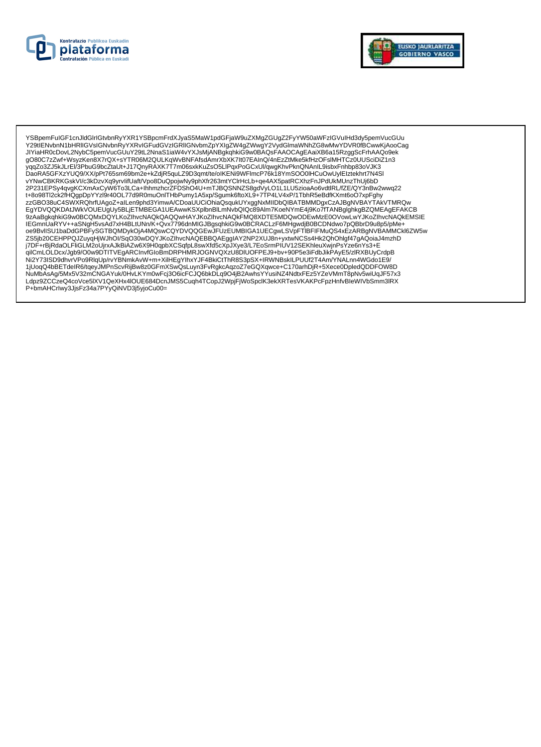YSBpemFuIGF1cnJldGlrIGtvbnRyYXR1YSBpcmFrdXJyaS5MaW1pdGFjaW9uZXMgZGUgZ2FyYW50aWFzIGVuIHd3dy5pemVucGUu
Y29tIENvbnN1bHRlIGVsIGNvbnRyYXRvIGFudGVzIGRlIGNvbmZpYXIgZW4gZWwgY2VydGlmaWNhZG8wMwYDVR0fBCwwKjAooCag
JIYiaHR0cDovL2NybC5pemVucGUuY29tL2NnaS1iaW4vYXJsMjANBgkqhkiG9w0BAQsFAAOCAgEAaiXB6a15RzggScFrhAAQo9ek
gO80C7zZwf+WsyzKen8X7rQX+sYTR06M2QULKqWvBNFAfsdAmrXbXK7It07EAInQ/4nEzZtMke5kfHzOFslMHTCz0UUSciDiZ1n3
yqqZo3ZJ5kJLrEl/3PbuG9bcZtaUt+J17QnyRAXK7T7m06sxkKuZsO5LlPqxPoGCxUl/qwgKhvPknQNAnIL9isbxFnhbp83oVJK3
DaoRA5GFXzYUQ9/XX/pPt765sm69bm2e+kZdjR5quLZ9D3qmt/te/oIKENi9WFlmcP76k18YmSOO0lHCuOwUylEIztekhrt7N4Sl
vYNwCBKRKGskVI/c3kDzvXq9yrvIifUaft/Vpo8DuQpojwNy9phXfr263mtYClrHcLb+qe4AX5patRCXhzFnJPdUkMUnzThUj6bD
2P231EPSy4qvgKCXmAxCyW6To3LCa+lhhmzhcrZFDShO4U+mTJBQSNNZS8gdVyLO1L1LU5zioaAo6vdtlRL/fZE/QY3nBw2wwq22
t+8o98Tl2ck2fHQgpDpYYzl9r40OL77d9R0muOnlTHbPumy1A5xp/Sgumk6ftoXL9+7TP4LV4xP/1TbhR5eBdfKXmt6oO7xpFghy
zzGBO38uC4SWXRQhrfUAgoZ+alLen9phd3YimwA/CDoaUUCiOhiaQsqukUYxggNxMIIDbQIBATBMMDgxCzAJBgNVBAYTAkVTMRQw
EgYDVQQKDAtJWkVOUEUgUy5BLjETMBEGA1UEAwwKSXplbnBlLmNvbQIQc89Alm7KoeNYmE4j9Ko7fTANBglghkgBZQMEAgEFAKCB
9zAaBgkqhkiG9w0BCQMxDQYLKoZIhvcNAQkQAQQwHAYJKoZIhvcNAQkFMQ8XDTE5MDQwODEwMzE0OVowLwYJKoZIhvcNAQkEMSIE
IEGmnUaRYV++aSNgH5vsAd7xH4BLtUNn/K+Qvx7796dnMIGJBgsqhkiG9w0BCRACLzF6MHgwdjB0BCDNdwo7pQBbrD9u8p5/pMe+
oe9BvlISU1baDdGPBFySGTBQMDykOjA4MQswCQYDVQQGEwJFUzEUMBIGA1UECgwLSVpFTlBFIFMuQS4xEzARBgNVBAMMCkl6ZW5w
ZS5jb20CEHPPQJZuyqHjWJhOI/SqO30wDQYJKoZIhvcNAQEBBQAEggIAY2NP2XUJ8n+yxtwNCSs4Hk2QhOhlgf47gAQoiaJ4mzhD
j7DF+rBjRdaOLFliGLM2oUjrxAJkBiAZw6X9H0qpbXCSqfpL8swXfd5cXpJXye3/L7EoSrmPlUV12SEKhleuXwjnPsYze6nYs3+E
qilCmLOLDcx/Jgb9/O0w9DTITVEgARCInvfGIoBmDRPHMRJOGNVQXzU8DlUOFPEJ9+bv+90P5e3iFdbJikPAyE5/zlRXBUyCrdpB
Ni2Y73ISD9dhvrVPo9RlqUp/rvYBNmkAvW+m+XilHEgYIhxYJF4BkiCtThR8S3pSX+IRWNBskILPUUf2T4Am/YNALnn4WGdo1E9/
1jUoqQ4bBETdeIR6/tqeyJMPnScvRijBw8z0GFmXSwQsLuyn3FvRgkcAqzoZ7eGQXqwce+C170arhDjR+5Xece0DpledQDDFOW8D
NuMbAsAg/5Mx5V32mCNGAYuk/0HvLKYm0wFcj3O6icFCJQ6bkDLq9O4jB2AwhsYYusiNZ4NdtxFEz5YZeVMmT8pNv5wiUqJF57x3
Ldpz9ZCCzeQ4coVce5lXV1QeXHx4lOUE684DcnJMS5Cuqh4TCopJ2WpjFjWoSpclK3ekXRTesVKAKPcFpzHnfvBleWIVbSmm3lRX
P+bmAHCrIwy3JjsFz34a7PYyQiNVD3j5yjoCu00=